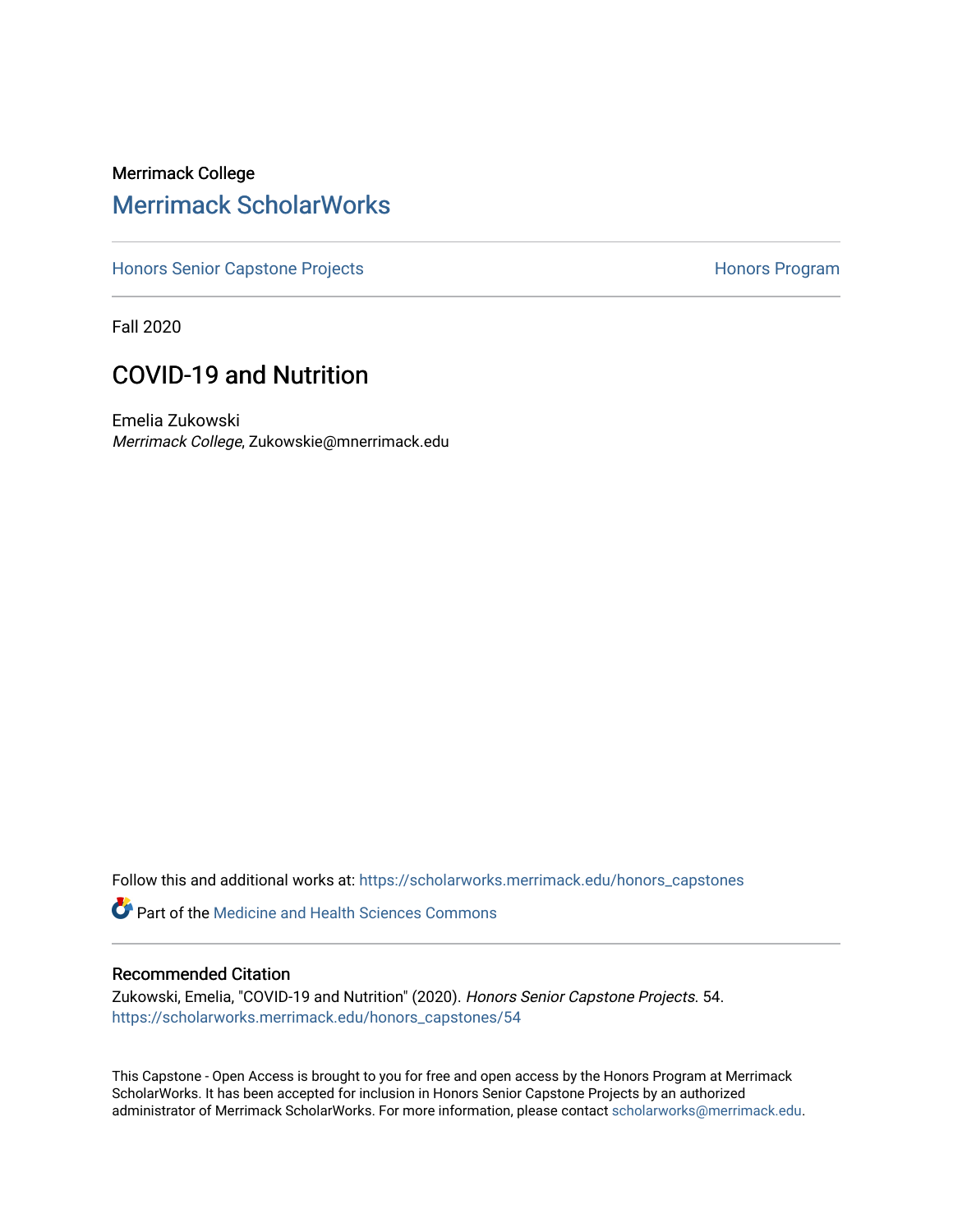Merrimack College

# Merrimack ScholarWorks

Honors Senior Capstone Projects | Honors Program

Fall 2020

## COVID-19 and Nutrition

Emelia Zukowski
*Merrimack College*, Zukowskie@mnerrimack.edu

Follow this and additional works at: https://scholarworks.merrimack.edu/honors_capstones

Part of the Medicine and Health Sciences Commons

### Recommended Citation

Zukowski, Emelia, "COVID-19 and Nutrition" (2020). *Honors Senior Capstone Projects*. 54.
https://scholarworks.merrimack.edu/honors_capstones/54

This Capstone - Open Access is brought to you for free and open access by the Honors Program at Merrimack ScholarWorks. It has been accepted for inclusion in Honors Senior Capstone Projects by an authorized administrator of Merrimack ScholarWorks. For more information, please contact scholarworks@merrimack.edu.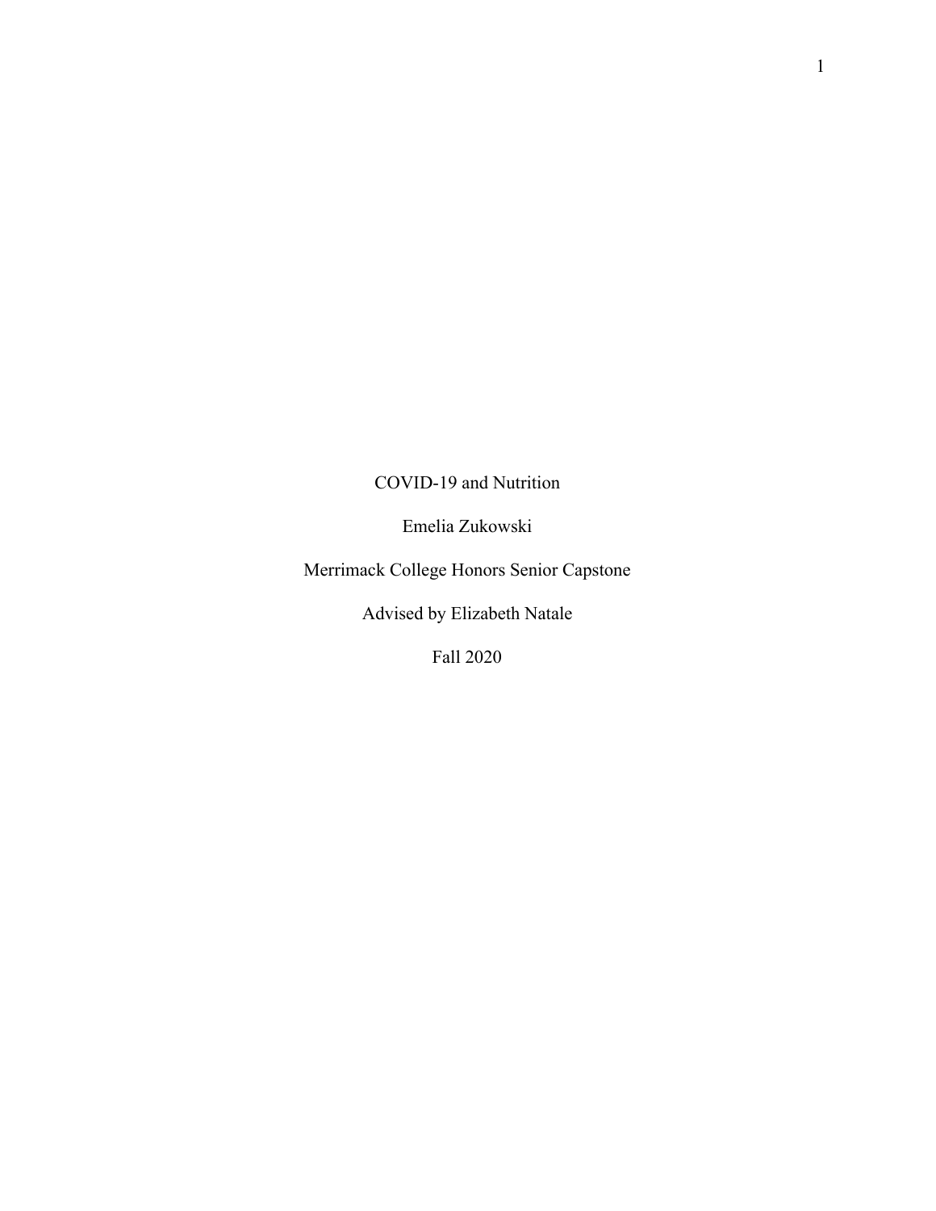COVID-19 and Nutrition

Emelia Zukowski

Merrimack College Honors Senior Capstone

Advised by Elizabeth Natale

Fall 2020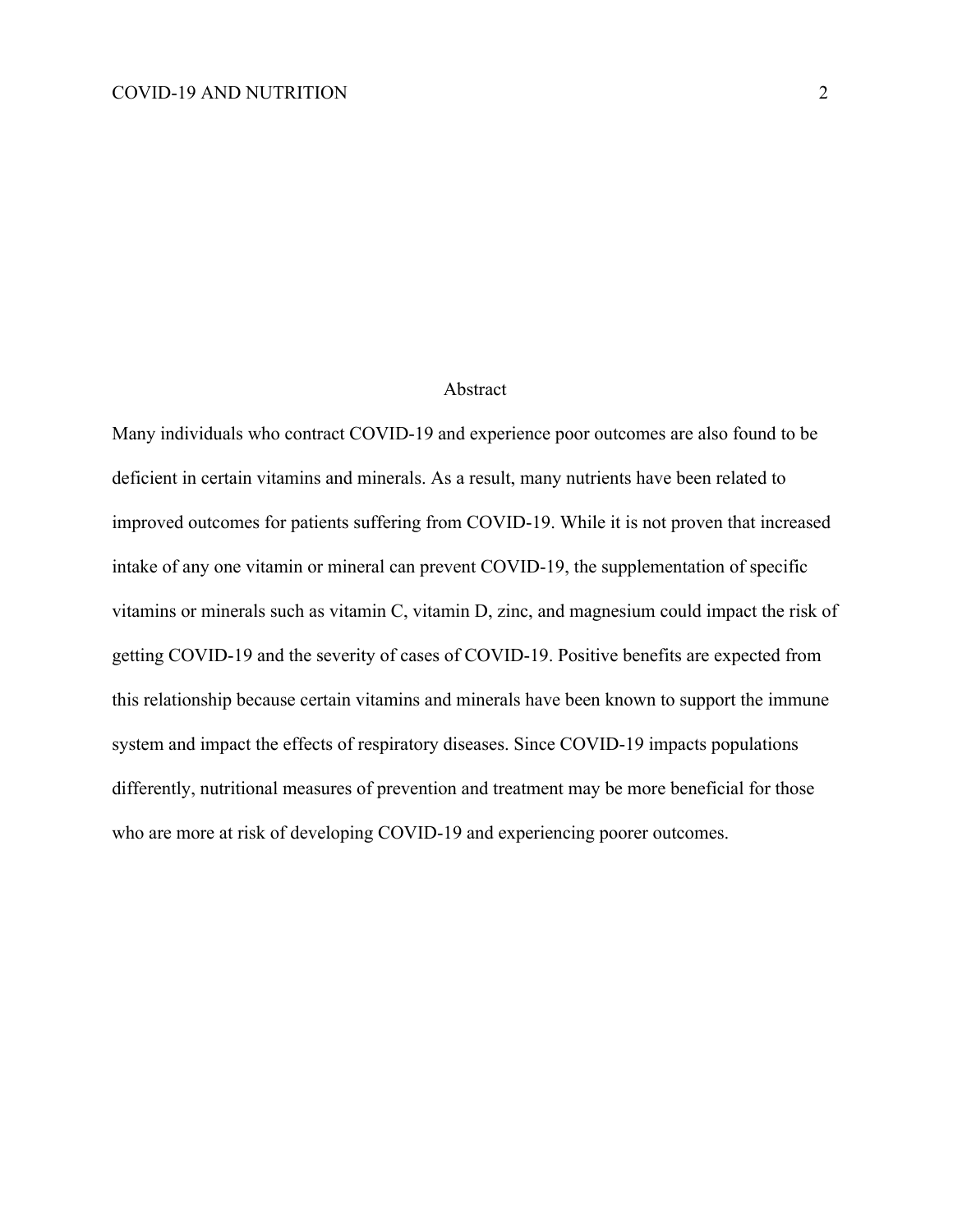## Abstract

Many individuals who contract COVID-19 and experience poor outcomes are also found to be deficient in certain vitamins and minerals. As a result, many nutrients have been related to improved outcomes for patients suffering from COVID-19. While it is not proven that increased intake of any one vitamin or mineral can prevent COVID-19, the supplementation of specific vitamins or minerals such as vitamin C, vitamin D, zinc, and magnesium could impact the risk of getting COVID-19 and the severity of cases of COVID-19. Positive benefits are expected from this relationship because certain vitamins and minerals have been known to support the immune system and impact the effects of respiratory diseases. Since COVID-19 impacts populations differently, nutritional measures of prevention and treatment may be more beneficial for those who are more at risk of developing COVID-19 and experiencing poorer outcomes.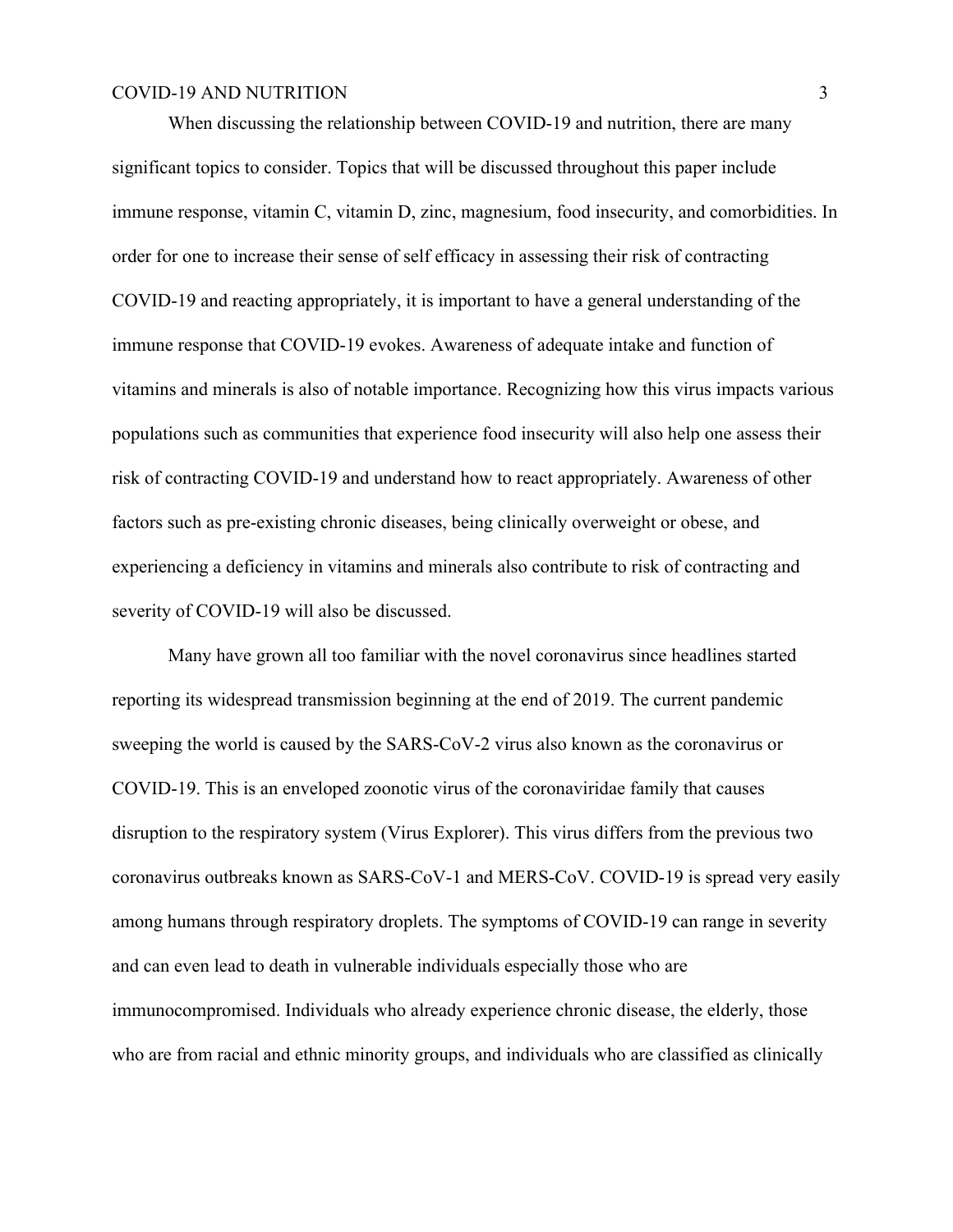When discussing the relationship between COVID-19 and nutrition, there are many significant topics to consider. Topics that will be discussed throughout this paper include immune response, vitamin C, vitamin D, zinc, magnesium, food insecurity, and comorbidities. In order for one to increase their sense of self efficacy in assessing their risk of contracting COVID-19 and reacting appropriately, it is important to have a general understanding of the immune response that COVID-19 evokes. Awareness of adequate intake and function of vitamins and minerals is also of notable importance. Recognizing how this virus impacts various populations such as communities that experience food insecurity will also help one assess their risk of contracting COVID-19 and understand how to react appropriately. Awareness of other factors such as pre-existing chronic diseases, being clinically overweight or obese, and experiencing a deficiency in vitamins and minerals also contribute to risk of contracting and severity of COVID-19 will also be discussed.

Many have grown all too familiar with the novel coronavirus since headlines started reporting its widespread transmission beginning at the end of 2019. The current pandemic sweeping the world is caused by the SARS-CoV-2 virus also known as the coronavirus or COVID-19. This is an enveloped zoonotic virus of the coronaviridae family that causes disruption to the respiratory system (Virus Explorer). This virus differs from the previous two coronavirus outbreaks known as SARS-CoV-1 and MERS-CoV. COVID-19 is spread very easily among humans through respiratory droplets. The symptoms of COVID-19 can range in severity and can even lead to death in vulnerable individuals especially those who are immunocompromised. Individuals who already experience chronic disease, the elderly, those who are from racial and ethnic minority groups, and individuals who are classified as clinically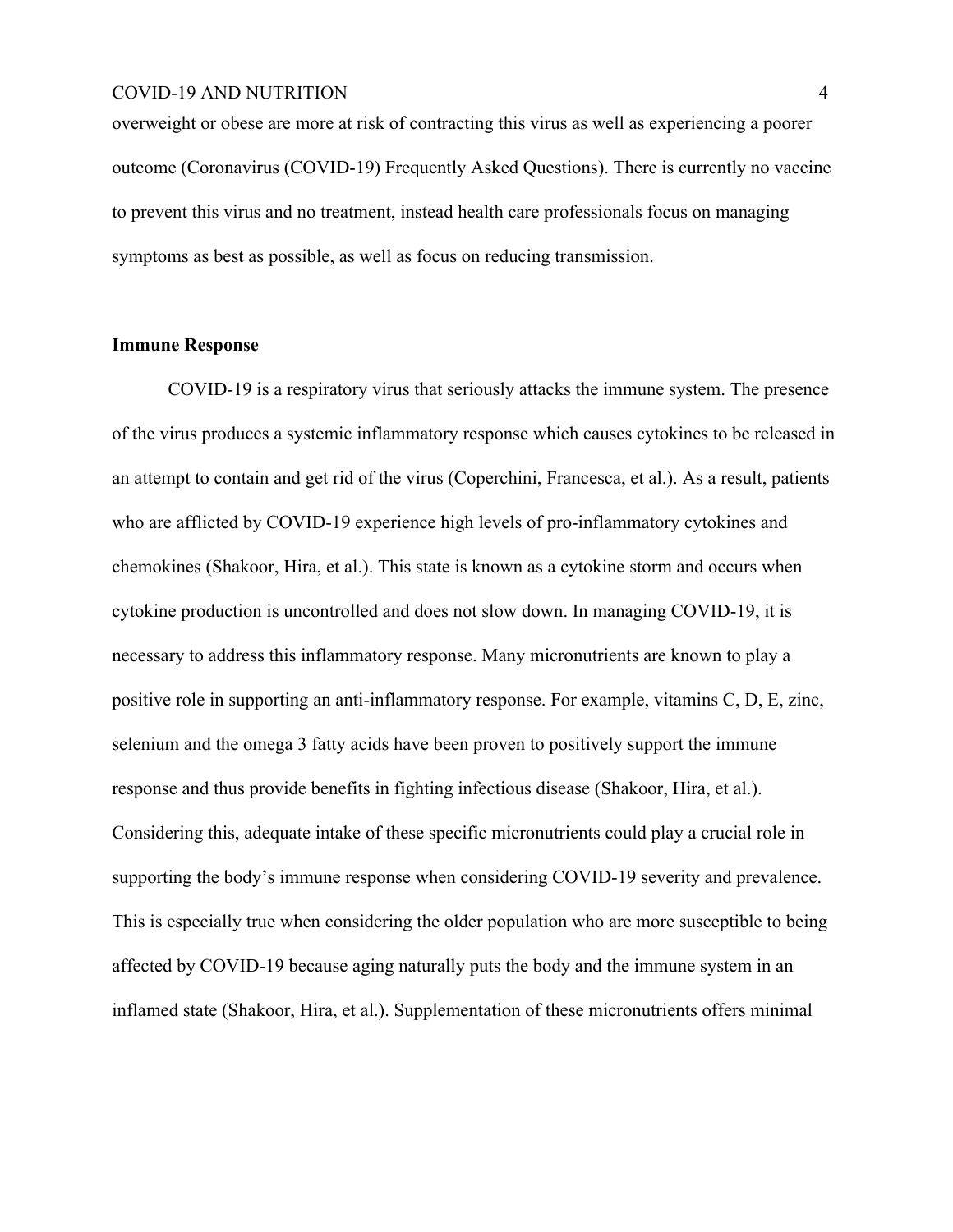overweight or obese are more at risk of contracting this virus as well as experiencing a poorer outcome (Coronavirus (COVID-19) Frequently Asked Questions). There is currently no vaccine to prevent this virus and no treatment, instead health care professionals focus on managing symptoms as best as possible, as well as focus on reducing transmission.

**Immune Response**

COVID-19 is a respiratory virus that seriously attacks the immune system. The presence of the virus produces a systemic inflammatory response which causes cytokines to be released in an attempt to contain and get rid of the virus (Coperchini, Francesca, et al.). As a result, patients who are afflicted by COVID-19 experience high levels of pro-inflammatory cytokines and chemokines (Shakoor, Hira, et al.). This state is known as a cytokine storm and occurs when cytokine production is uncontrolled and does not slow down. In managing COVID-19, it is necessary to address this inflammatory response. Many micronutrients are known to play a positive role in supporting an anti-inflammatory response. For example, vitamins C, D, E, zinc, selenium and the omega 3 fatty acids have been proven to positively support the immune response and thus provide benefits in fighting infectious disease (Shakoor, Hira, et al.). Considering this, adequate intake of these specific micronutrients could play a crucial role in supporting the body's immune response when considering COVID-19 severity and prevalence. This is especially true when considering the older population who are more susceptible to being affected by COVID-19 because aging naturally puts the body and the immune system in an inflamed state (Shakoor, Hira, et al.). Supplementation of these micronutrients offers minimal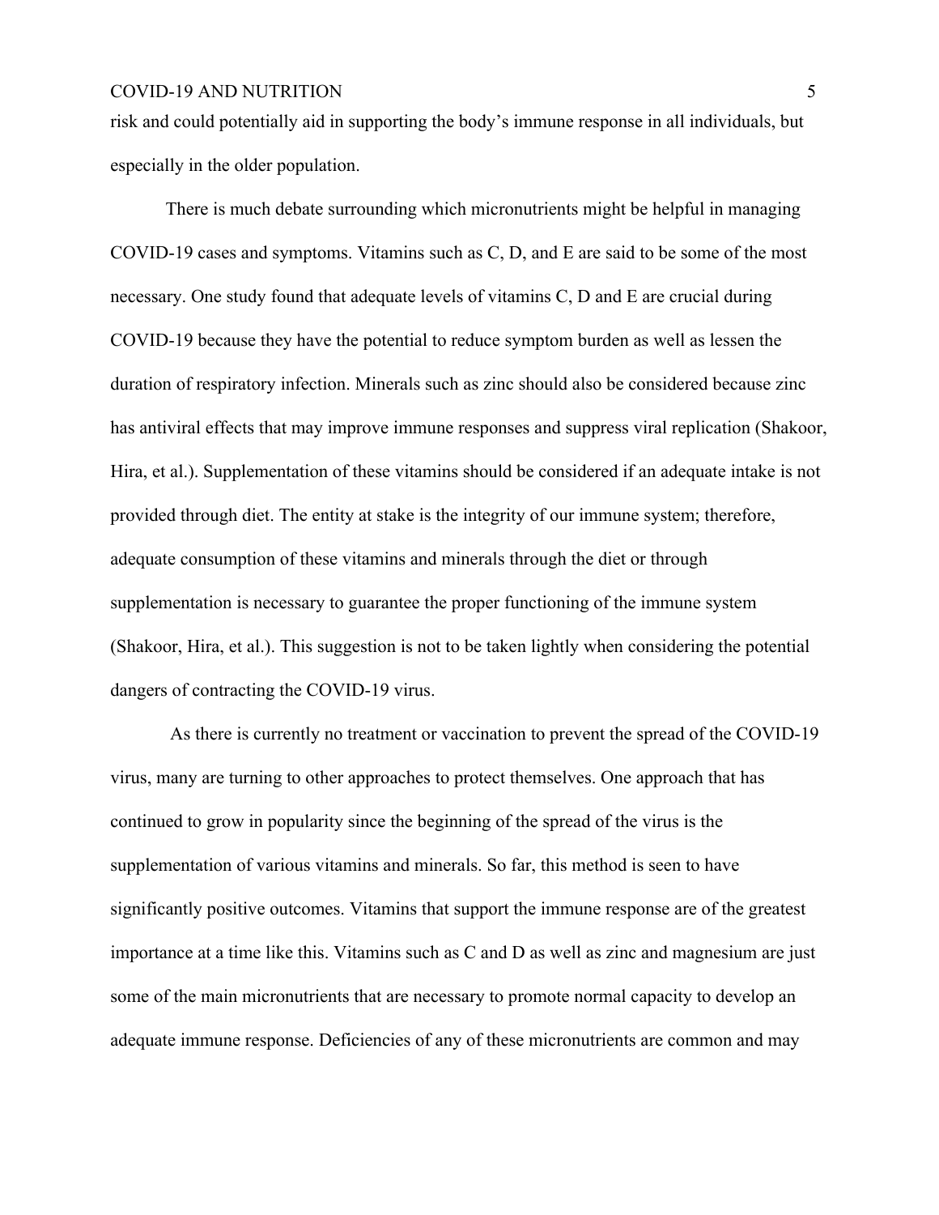risk and could potentially aid in supporting the body's immune response in all individuals, but especially in the older population.

There is much debate surrounding which micronutrients might be helpful in managing COVID-19 cases and symptoms. Vitamins such as C, D, and E are said to be some of the most necessary. One study found that adequate levels of vitamins C, D and E are crucial during COVID-19 because they have the potential to reduce symptom burden as well as lessen the duration of respiratory infection. Minerals such as zinc should also be considered because zinc has antiviral effects that may improve immune responses and suppress viral replication (Shakoor, Hira, et al.). Supplementation of these vitamins should be considered if an adequate intake is not provided through diet. The entity at stake is the integrity of our immune system; therefore, adequate consumption of these vitamins and minerals through the diet or through supplementation is necessary to guarantee the proper functioning of the immune system (Shakoor, Hira, et al.). This suggestion is not to be taken lightly when considering the potential dangers of contracting the COVID-19 virus.

As there is currently no treatment or vaccination to prevent the spread of the COVID-19 virus, many are turning to other approaches to protect themselves. One approach that has continued to grow in popularity since the beginning of the spread of the virus is the supplementation of various vitamins and minerals. So far, this method is seen to have significantly positive outcomes. Vitamins that support the immune response are of the greatest importance at a time like this. Vitamins such as C and D as well as zinc and magnesium are just some of the main micronutrients that are necessary to promote normal capacity to develop an adequate immune response. Deficiencies of any of these micronutrients are common and may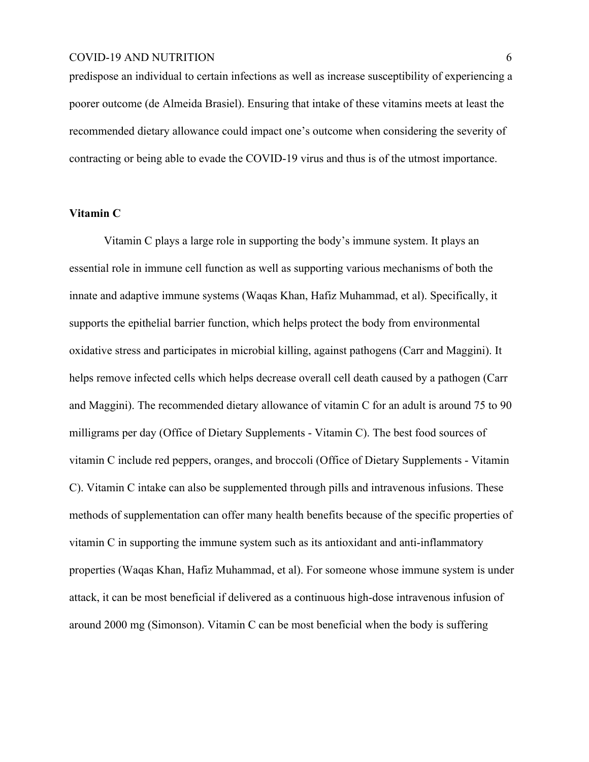predispose an individual to certain infections as well as increase susceptibility of experiencing a poorer outcome (de Almeida Brasiel). Ensuring that intake of these vitamins meets at least the recommended dietary allowance could impact one's outcome when considering the severity of contracting or being able to evade the COVID-19 virus and thus is of the utmost importance.

**Vitamin C**

Vitamin C plays a large role in supporting the body's immune system. It plays an essential role in immune cell function as well as supporting various mechanisms of both the innate and adaptive immune systems (Waqas Khan, Hafiz Muhammad, et al). Specifically, it supports the epithelial barrier function, which helps protect the body from environmental oxidative stress and participates in microbial killing, against pathogens (Carr and Maggini). It helps remove infected cells which helps decrease overall cell death caused by a pathogen (Carr and Maggini). The recommended dietary allowance of vitamin C for an adult is around 75 to 90 milligrams per day (Office of Dietary Supplements - Vitamin C). The best food sources of vitamin C include red peppers, oranges, and broccoli (Office of Dietary Supplements - Vitamin C). Vitamin C intake can also be supplemented through pills and intravenous infusions. These methods of supplementation can offer many health benefits because of the specific properties of vitamin C in supporting the immune system such as its antioxidant and anti-inflammatory properties (Waqas Khan, Hafiz Muhammad, et al). For someone whose immune system is under attack, it can be most beneficial if delivered as a continuous high-dose intravenous infusion of around 2000 mg (Simonson). Vitamin C can be most beneficial when the body is suffering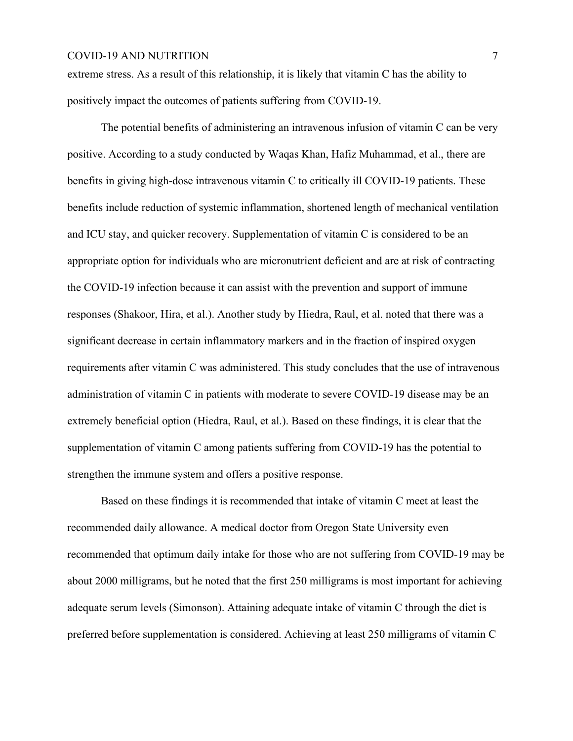extreme stress. As a result of this relationship, it is likely that vitamin C has the ability to positively impact the outcomes of patients suffering from COVID-19.

The potential benefits of administering an intravenous infusion of vitamin C can be very positive. According to a study conducted by Waqas Khan, Hafiz Muhammad, et al., there are benefits in giving high-dose intravenous vitamin C to critically ill COVID-19 patients. These benefits include reduction of systemic inflammation, shortened length of mechanical ventilation and ICU stay, and quicker recovery. Supplementation of vitamin C is considered to be an appropriate option for individuals who are micronutrient deficient and are at risk of contracting the COVID-19 infection because it can assist with the prevention and support of immune responses (Shakoor, Hira, et al.). Another study by Hiedra, Raul, et al. noted that there was a significant decrease in certain inflammatory markers and in the fraction of inspired oxygen requirements after vitamin C was administered. This study concludes that the use of intravenous administration of vitamin C in patients with moderate to severe COVID-19 disease may be an extremely beneficial option (Hiedra, Raul, et al.). Based on these findings, it is clear that the supplementation of vitamin C among patients suffering from COVID-19 has the potential to strengthen the immune system and offers a positive response.

Based on these findings it is recommended that intake of vitamin C meet at least the recommended daily allowance. A medical doctor from Oregon State University even recommended that optimum daily intake for those who are not suffering from COVID-19 may be about 2000 milligrams, but he noted that the first 250 milligrams is most important for achieving adequate serum levels (Simonson). Attaining adequate intake of vitamin C through the diet is preferred before supplementation is considered. Achieving at least 250 milligrams of vitamin C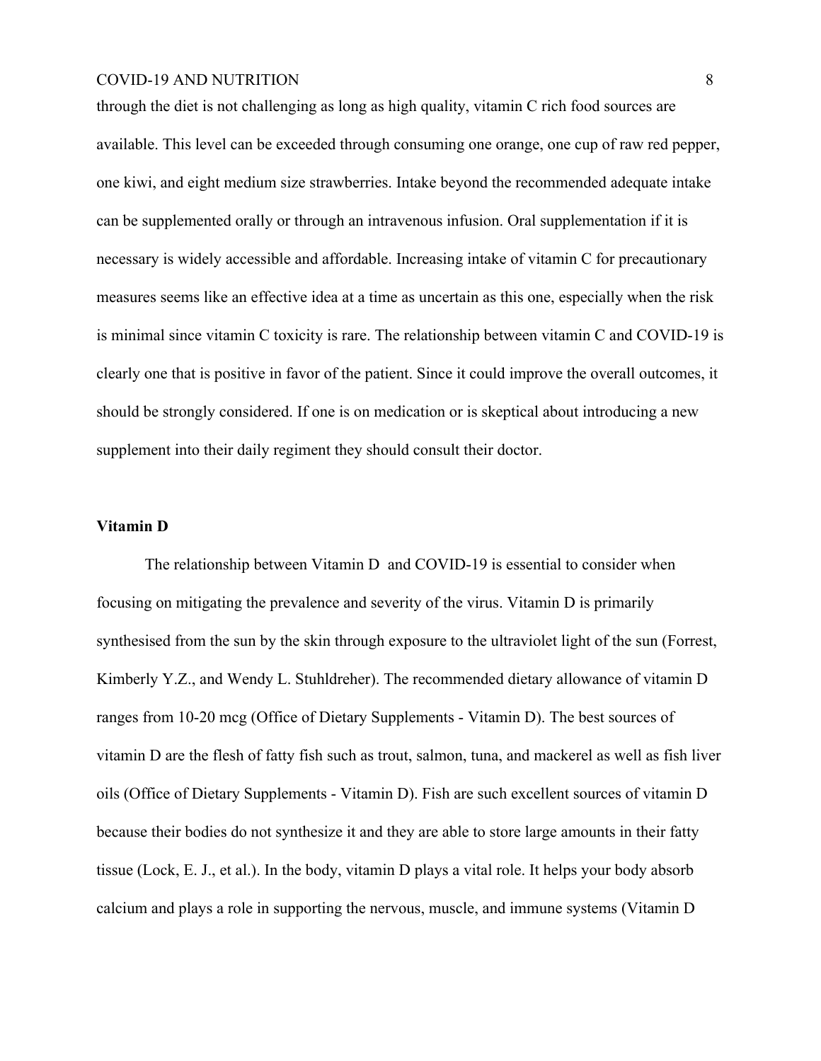through the diet is not challenging as long as high quality, vitamin C rich food sources are available. This level can be exceeded through consuming one orange, one cup of raw red pepper, one kiwi, and eight medium size strawberries. Intake beyond the recommended adequate intake can be supplemented orally or through an intravenous infusion. Oral supplementation if it is necessary is widely accessible and affordable. Increasing intake of vitamin C for precautionary measures seems like an effective idea at a time as uncertain as this one, especially when the risk is minimal since vitamin C toxicity is rare. The relationship between vitamin C and COVID-19 is clearly one that is positive in favor of the patient. Since it could improve the overall outcomes, it should be strongly considered. If one is on medication or is skeptical about introducing a new supplement into their daily regiment they should consult their doctor.

**Vitamin D**

The relationship between Vitamin D and COVID-19 is essential to consider when focusing on mitigating the prevalence and severity of the virus. Vitamin D is primarily synthesised from the sun by the skin through exposure to the ultraviolet light of the sun (Forrest, Kimberly Y.Z., and Wendy L. Stuhldreher). The recommended dietary allowance of vitamin D ranges from 10-20 mcg (Office of Dietary Supplements - Vitamin D). The best sources of vitamin D are the flesh of fatty fish such as trout, salmon, tuna, and mackerel as well as fish liver oils (Office of Dietary Supplements - Vitamin D). Fish are such excellent sources of vitamin D because their bodies do not synthesize it and they are able to store large amounts in their fatty tissue (Lock, E. J., et al.). In the body, vitamin D plays a vital role. It helps your body absorb calcium and plays a role in supporting the nervous, muscle, and immune systems (Vitamin D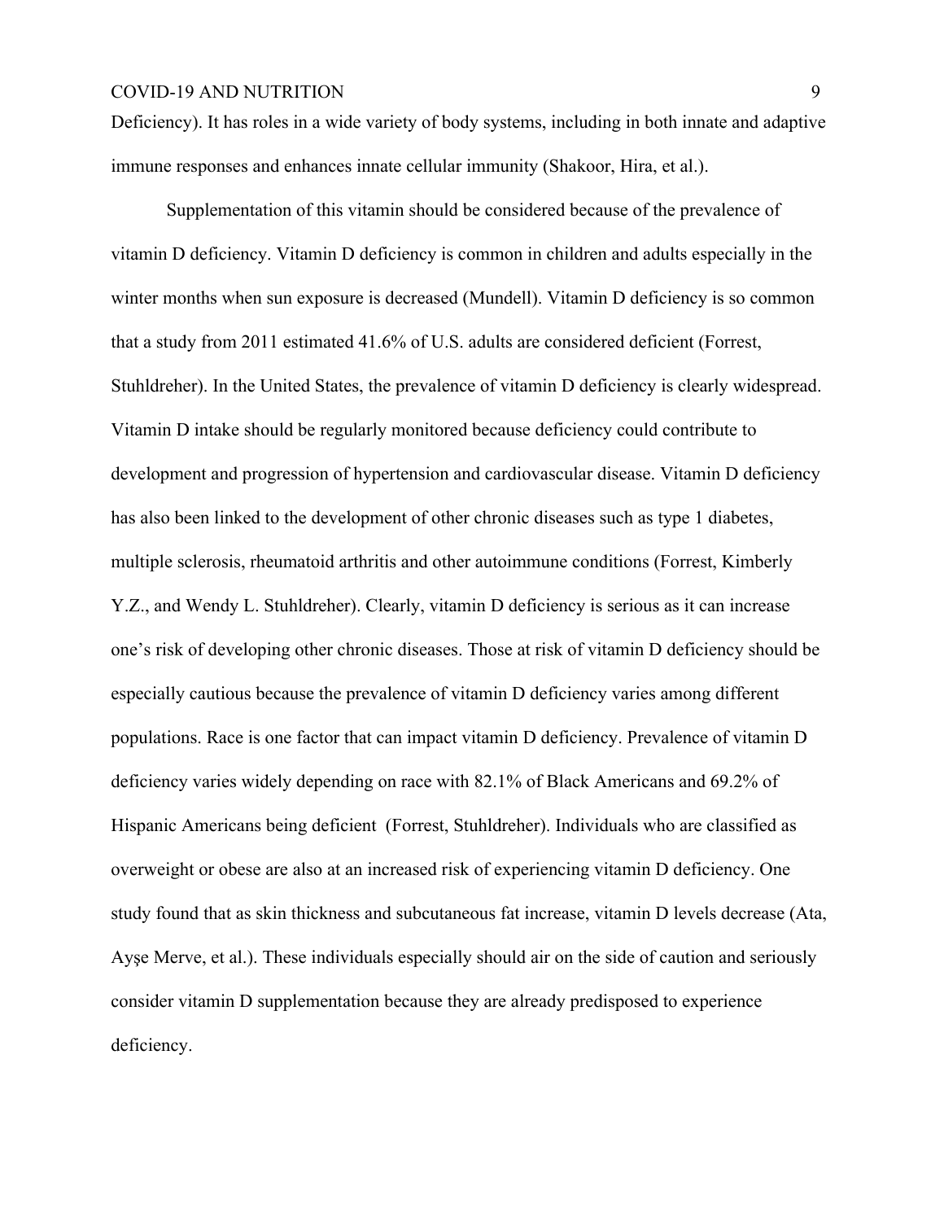Deficiency). It has roles in a wide variety of body systems, including in both innate and adaptive immune responses and enhances innate cellular immunity (Shakoor, Hira, et al.).

Supplementation of this vitamin should be considered because of the prevalence of vitamin D deficiency. Vitamin D deficiency is common in children and adults especially in the winter months when sun exposure is decreased (Mundell). Vitamin D deficiency is so common that a study from 2011 estimated 41.6% of U.S. adults are considered deficient (Forrest, Stuhldreher). In the United States, the prevalence of vitamin D deficiency is clearly widespread. Vitamin D intake should be regularly monitored because deficiency could contribute to development and progression of hypertension and cardiovascular disease. Vitamin D deficiency has also been linked to the development of other chronic diseases such as type 1 diabetes, multiple sclerosis, rheumatoid arthritis and other autoimmune conditions (Forrest, Kimberly Y.Z., and Wendy L. Stuhldreher). Clearly, vitamin D deficiency is serious as it can increase one's risk of developing other chronic diseases. Those at risk of vitamin D deficiency should be especially cautious because the prevalence of vitamin D deficiency varies among different populations. Race is one factor that can impact vitamin D deficiency. Prevalence of vitamin D deficiency varies widely depending on race with 82.1% of Black Americans and 69.2% of Hispanic Americans being deficient (Forrest, Stuhldreher). Individuals who are classified as overweight or obese are also at an increased risk of experiencing vitamin D deficiency. One study found that as skin thickness and subcutaneous fat increase, vitamin D levels decrease (Ata, Ayşe Merve, et al.). These individuals especially should air on the side of caution and seriously consider vitamin D supplementation because they are already predisposed to experience deficiency.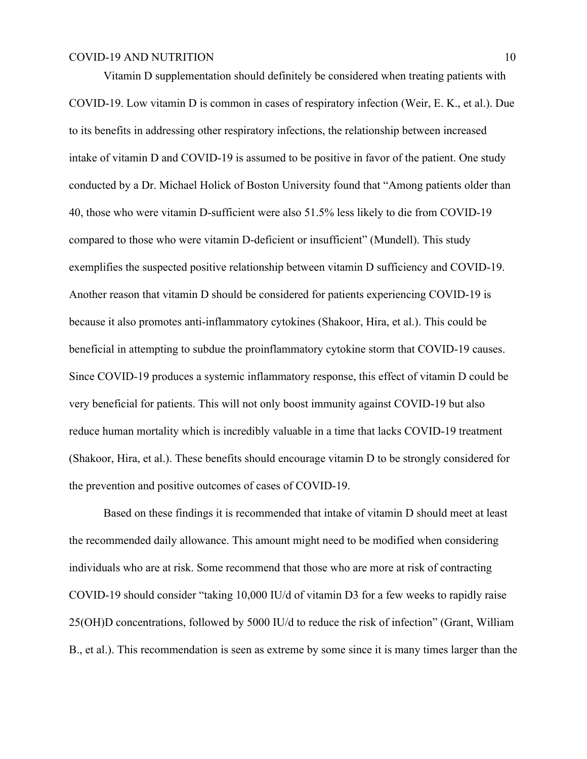Vitamin D supplementation should definitely be considered when treating patients with COVID-19. Low vitamin D is common in cases of respiratory infection (Weir, E. K., et al.). Due to its benefits in addressing other respiratory infections, the relationship between increased intake of vitamin D and COVID-19 is assumed to be positive in favor of the patient. One study conducted by a Dr. Michael Holick of Boston University found that "Among patients older than 40, those who were vitamin D-sufficient were also 51.5% less likely to die from COVID-19 compared to those who were vitamin D-deficient or insufficient" (Mundell). This study exemplifies the suspected positive relationship between vitamin D sufficiency and COVID-19. Another reason that vitamin D should be considered for patients experiencing COVID-19 is because it also promotes anti-inflammatory cytokines (Shakoor, Hira, et al.). This could be beneficial in attempting to subdue the proinflammatory cytokine storm that COVID-19 causes. Since COVID-19 produces a systemic inflammatory response, this effect of vitamin D could be very beneficial for patients. This will not only boost immunity against COVID-19 but also reduce human mortality which is incredibly valuable in a time that lacks COVID-19 treatment (Shakoor, Hira, et al.). These benefits should encourage vitamin D to be strongly considered for the prevention and positive outcomes of cases of COVID-19.

Based on these findings it is recommended that intake of vitamin D should meet at least the recommended daily allowance. This amount might need to be modified when considering individuals who are at risk. Some recommend that those who are more at risk of contracting COVID-19 should consider "taking 10,000 IU/d of vitamin D3 for a few weeks to rapidly raise 25(OH)D concentrations, followed by 5000 IU/d to reduce the risk of infection" (Grant, William B., et al.). This recommendation is seen as extreme by some since it is many times larger than the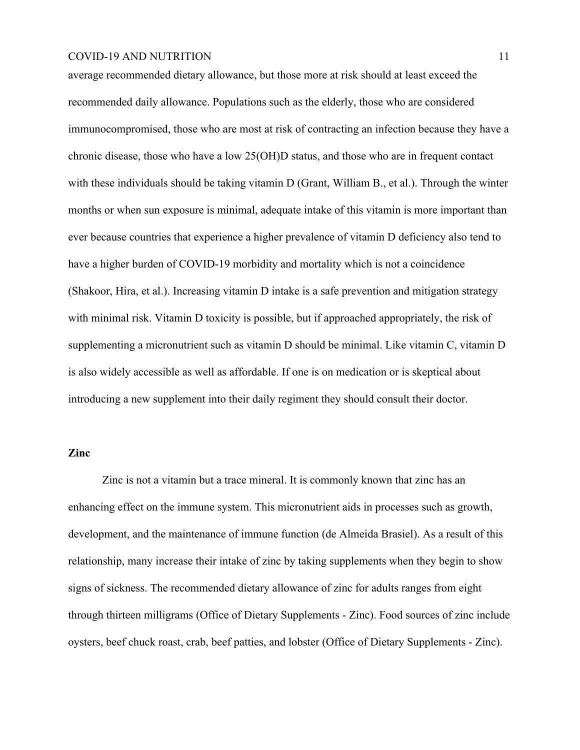average recommended dietary allowance, but those more at risk should at least exceed the recommended daily allowance. Populations such as the elderly, those who are considered immunocompromised, those who are most at risk of contracting an infection because they have a chronic disease, those who have a low 25(OH)D status, and those who are in frequent contact with these individuals should be taking vitamin D (Grant, William B., et al.). Through the winter months or when sun exposure is minimal, adequate intake of this vitamin is more important than ever because countries that experience a higher prevalence of vitamin D deficiency also tend to have a higher burden of COVID-19 morbidity and mortality which is not a coincidence (Shakoor, Hira, et al.). Increasing vitamin D intake is a safe prevention and mitigation strategy with minimal risk. Vitamin D toxicity is possible, but if approached appropriately, the risk of supplementing a micronutrient such as vitamin D should be minimal. Like vitamin C, vitamin D is also widely accessible as well as affordable. If one is on medication or is skeptical about introducing a new supplement into their daily regiment they should consult their doctor.

**Zinc**

Zinc is not a vitamin but a trace mineral. It is commonly known that zinc has an enhancing effect on the immune system. This micronutrient aids in processes such as growth, development, and the maintenance of immune function (de Almeida Brasiel). As a result of this relationship, many increase their intake of zinc by taking supplements when they begin to show signs of sickness. The recommended dietary allowance of zinc for adults ranges from eight through thirteen milligrams (Office of Dietary Supplements - Zinc). Food sources of zinc include oysters, beef chuck roast, crab, beef patties, and lobster (Office of Dietary Supplements - Zinc).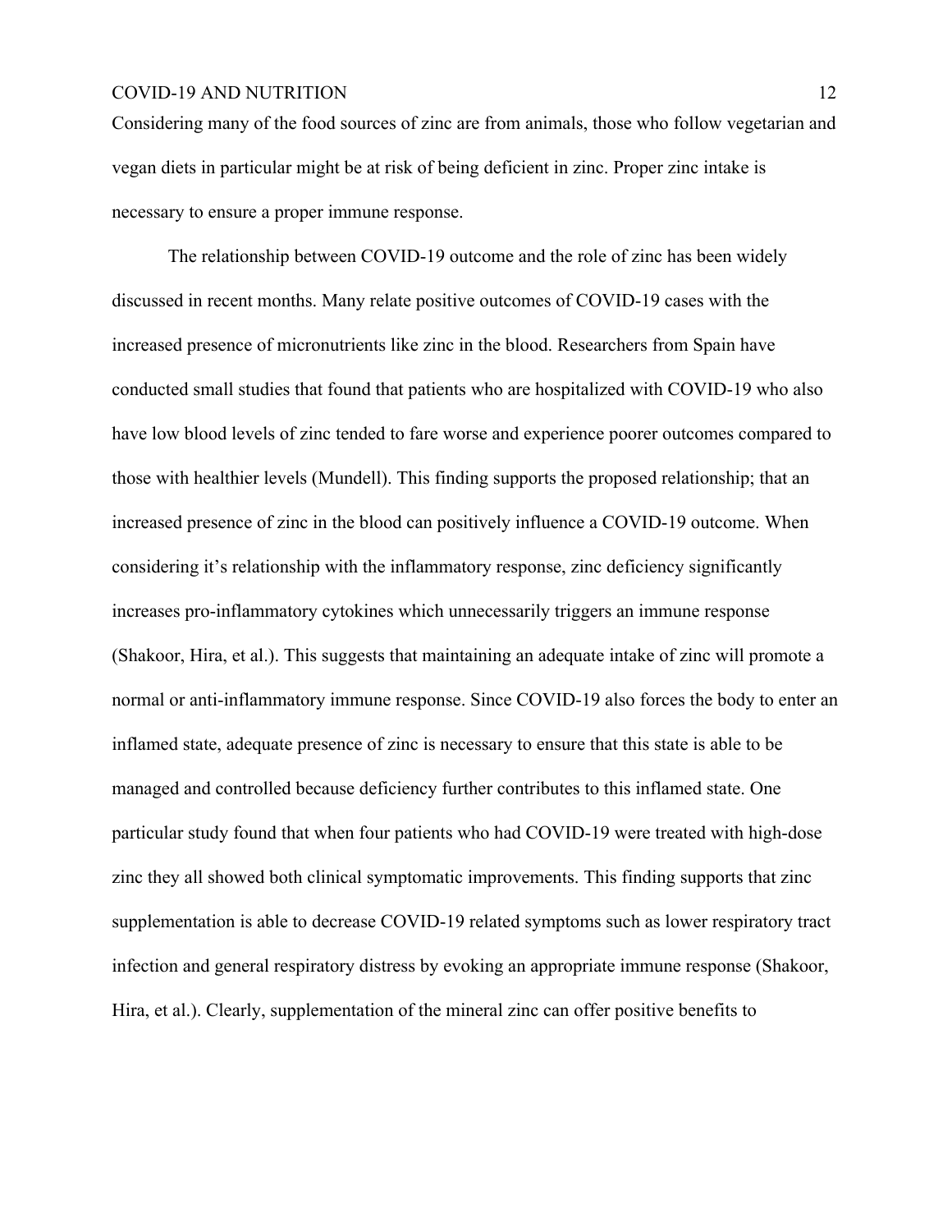Considering many of the food sources of zinc are from animals, those who follow vegetarian and vegan diets in particular might be at risk of being deficient in zinc. Proper zinc intake is necessary to ensure a proper immune response.

The relationship between COVID-19 outcome and the role of zinc has been widely discussed in recent months. Many relate positive outcomes of COVID-19 cases with the increased presence of micronutrients like zinc in the blood. Researchers from Spain have conducted small studies that found that patients who are hospitalized with COVID-19 who also have low blood levels of zinc tended to fare worse and experience poorer outcomes compared to those with healthier levels (Mundell). This finding supports the proposed relationship; that an increased presence of zinc in the blood can positively influence a COVID-19 outcome. When considering it's relationship with the inflammatory response, zinc deficiency significantly increases pro-inflammatory cytokines which unnecessarily triggers an immune response (Shakoor, Hira, et al.). This suggests that maintaining an adequate intake of zinc will promote a normal or anti-inflammatory immune response. Since COVID-19 also forces the body to enter an inflamed state, adequate presence of zinc is necessary to ensure that this state is able to be managed and controlled because deficiency further contributes to this inflamed state. One particular study found that when four patients who had COVID-19 were treated with high-dose zinc they all showed both clinical symptomatic improvements. This finding supports that zinc supplementation is able to decrease COVID-19 related symptoms such as lower respiratory tract infection and general respiratory distress by evoking an appropriate immune response (Shakoor, Hira, et al.). Clearly, supplementation of the mineral zinc can offer positive benefits to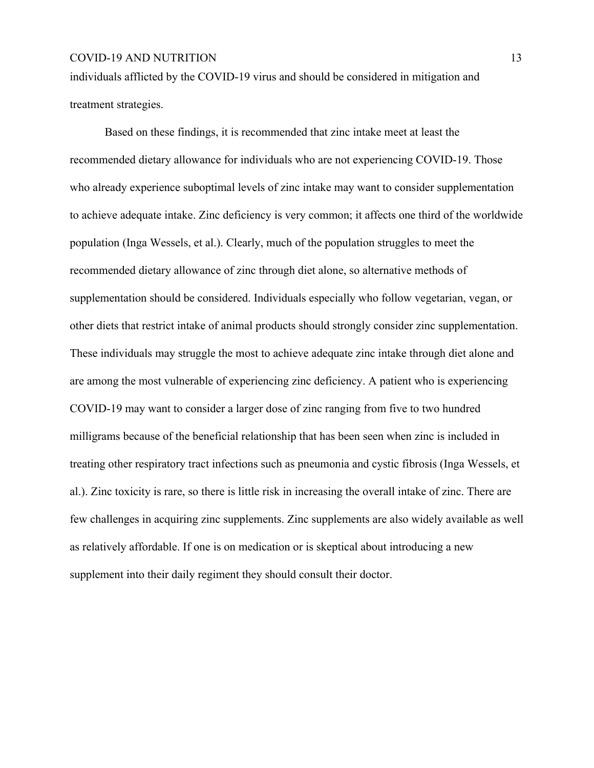individuals afflicted by the COVID-19 virus and should be considered in mitigation and treatment strategies.

Based on these findings, it is recommended that zinc intake meet at least the recommended dietary allowance for individuals who are not experiencing COVID-19. Those who already experience suboptimal levels of zinc intake may want to consider supplementation to achieve adequate intake. Zinc deficiency is very common; it affects one third of the worldwide population (Inga Wessels, et al.). Clearly, much of the population struggles to meet the recommended dietary allowance of zinc through diet alone, so alternative methods of supplementation should be considered. Individuals especially who follow vegetarian, vegan, or other diets that restrict intake of animal products should strongly consider zinc supplementation. These individuals may struggle the most to achieve adequate zinc intake through diet alone and are among the most vulnerable of experiencing zinc deficiency. A patient who is experiencing COVID-19 may want to consider a larger dose of zinc ranging from five to two hundred milligrams because of the beneficial relationship that has been seen when zinc is included in treating other respiratory tract infections such as pneumonia and cystic fibrosis (Inga Wessels, et al.). Zinc toxicity is rare, so there is little risk in increasing the overall intake of zinc. There are few challenges in acquiring zinc supplements. Zinc supplements are also widely available as well as relatively affordable. If one is on medication or is skeptical about introducing a new supplement into their daily regiment they should consult their doctor.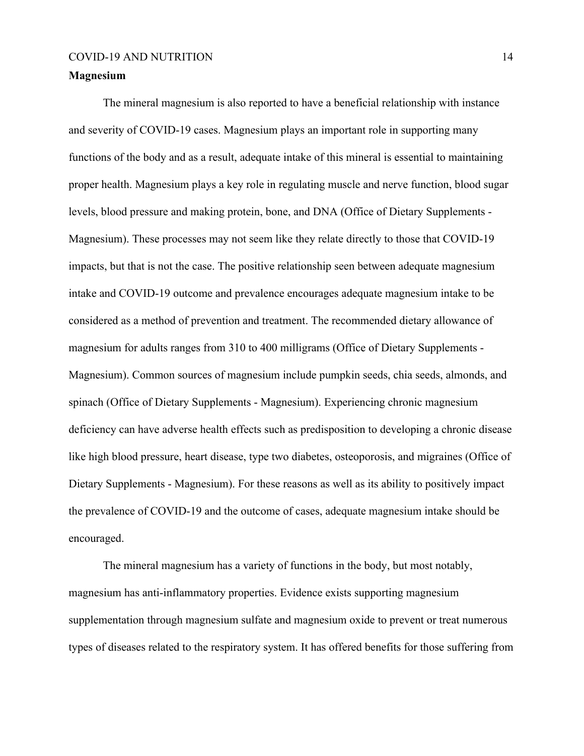**Magnesium**

The mineral magnesium is also reported to have a beneficial relationship with instance and severity of COVID-19 cases. Magnesium plays an important role in supporting many functions of the body and as a result, adequate intake of this mineral is essential to maintaining proper health. Magnesium plays a key role in regulating muscle and nerve function, blood sugar levels, blood pressure and making protein, bone, and DNA (Office of Dietary Supplements - Magnesium). These processes may not seem like they relate directly to those that COVID-19 impacts, but that is not the case. The positive relationship seen between adequate magnesium intake and COVID-19 outcome and prevalence encourages adequate magnesium intake to be considered as a method of prevention and treatment. The recommended dietary allowance of magnesium for adults ranges from 310 to 400 milligrams (Office of Dietary Supplements - Magnesium). Common sources of magnesium include pumpkin seeds, chia seeds, almonds, and spinach (Office of Dietary Supplements - Magnesium). Experiencing chronic magnesium deficiency can have adverse health effects such as predisposition to developing a chronic disease like high blood pressure, heart disease, type two diabetes, osteoporosis, and migraines (Office of Dietary Supplements - Magnesium). For these reasons as well as its ability to positively impact the prevalence of COVID-19 and the outcome of cases, adequate magnesium intake should be encouraged.

The mineral magnesium has a variety of functions in the body, but most notably, magnesium has anti-inflammatory properties. Evidence exists supporting magnesium supplementation through magnesium sulfate and magnesium oxide to prevent or treat numerous types of diseases related to the respiratory system. It has offered benefits for those suffering from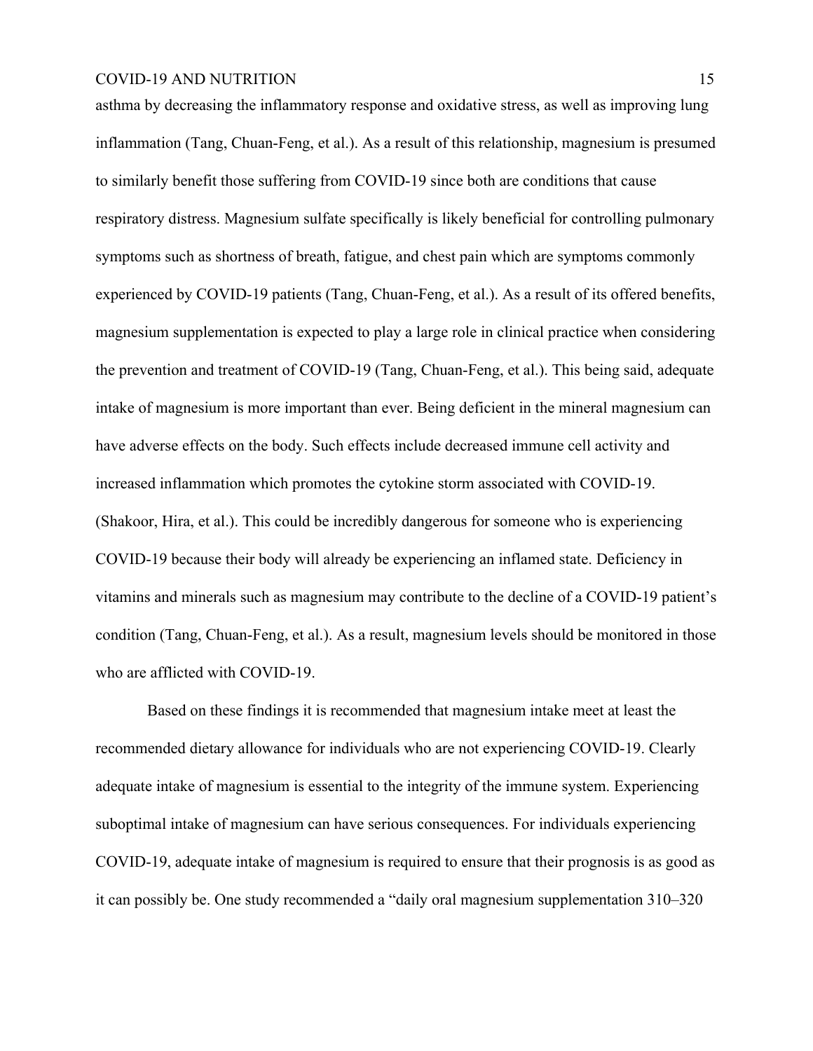asthma by decreasing the inflammatory response and oxidative stress, as well as improving lung inflammation (Tang, Chuan-Feng, et al.). As a result of this relationship, magnesium is presumed to similarly benefit those suffering from COVID-19 since both are conditions that cause respiratory distress. Magnesium sulfate specifically is likely beneficial for controlling pulmonary symptoms such as shortness of breath, fatigue, and chest pain which are symptoms commonly experienced by COVID-19 patients (Tang, Chuan-Feng, et al.). As a result of its offered benefits, magnesium supplementation is expected to play a large role in clinical practice when considering the prevention and treatment of COVID-19 (Tang, Chuan-Feng, et al.). This being said, adequate intake of magnesium is more important than ever. Being deficient in the mineral magnesium can have adverse effects on the body. Such effects include decreased immune cell activity and increased inflammation which promotes the cytokine storm associated with COVID-19. (Shakoor, Hira, et al.). This could be incredibly dangerous for someone who is experiencing COVID-19 because their body will already be experiencing an inflamed state. Deficiency in vitamins and minerals such as magnesium may contribute to the decline of a COVID-19 patient's condition (Tang, Chuan-Feng, et al.). As a result, magnesium levels should be monitored in those who are afflicted with COVID-19.

Based on these findings it is recommended that magnesium intake meet at least the recommended dietary allowance for individuals who are not experiencing COVID-19. Clearly adequate intake of magnesium is essential to the integrity of the immune system. Experiencing suboptimal intake of magnesium can have serious consequences. For individuals experiencing COVID-19, adequate intake of magnesium is required to ensure that their prognosis is as good as it can possibly be. One study recommended a "daily oral magnesium supplementation 310–320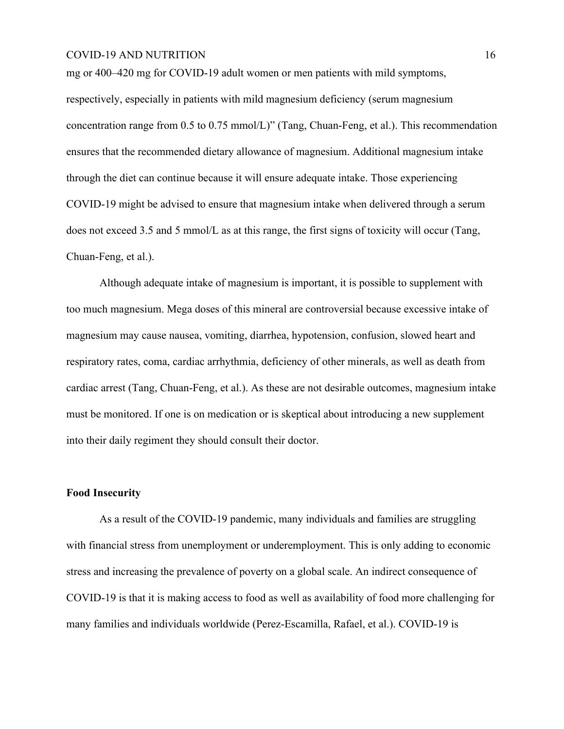mg or 400–420 mg for COVID-19 adult women or men patients with mild symptoms, respectively, especially in patients with mild magnesium deficiency (serum magnesium concentration range from 0.5 to 0.75 mmol/L)" (Tang, Chuan-Feng, et al.). This recommendation ensures that the recommended dietary allowance of magnesium. Additional magnesium intake through the diet can continue because it will ensure adequate intake. Those experiencing COVID-19 might be advised to ensure that magnesium intake when delivered through a serum does not exceed 3.5 and 5 mmol/L as at this range, the first signs of toxicity will occur (Tang, Chuan-Feng, et al.).

Although adequate intake of magnesium is important, it is possible to supplement with too much magnesium. Mega doses of this mineral are controversial because excessive intake of magnesium may cause nausea, vomiting, diarrhea, hypotension, confusion, slowed heart and respiratory rates, coma, cardiac arrhythmia, deficiency of other minerals, as well as death from cardiac arrest (Tang, Chuan-Feng, et al.). As these are not desirable outcomes, magnesium intake must be monitored. If one is on medication or is skeptical about introducing a new supplement into their daily regiment they should consult their doctor.

**Food Insecurity**

As a result of the COVID-19 pandemic, many individuals and families are struggling with financial stress from unemployment or underemployment. This is only adding to economic stress and increasing the prevalence of poverty on a global scale. An indirect consequence of COVID-19 is that it is making access to food as well as availability of food more challenging for many families and individuals worldwide (Perez-Escamilla, Rafael, et al.). COVID-19 is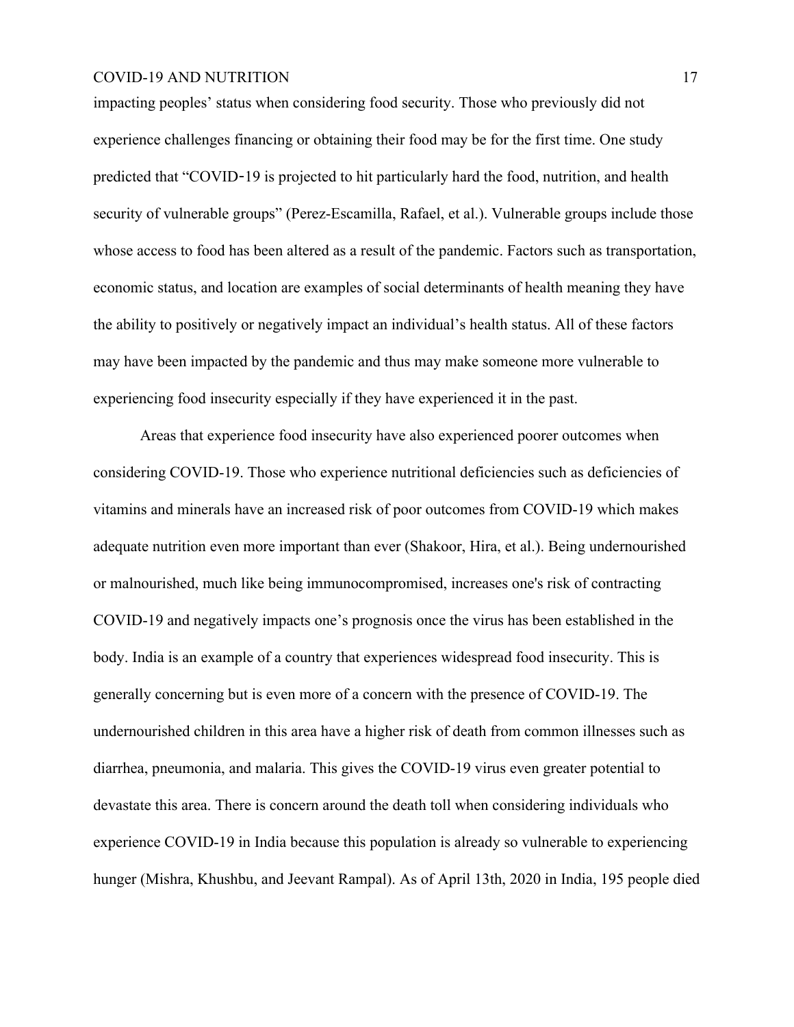impacting peoples' status when considering food security. Those who previously did not experience challenges financing or obtaining their food may be for the first time. One study predicted that "COVID‐19 is projected to hit particularly hard the food, nutrition, and health security of vulnerable groups" (Perez-Escamilla, Rafael, et al.). Vulnerable groups include those whose access to food has been altered as a result of the pandemic. Factors such as transportation, economic status, and location are examples of social determinants of health meaning they have the ability to positively or negatively impact an individual's health status. All of these factors may have been impacted by the pandemic and thus may make someone more vulnerable to experiencing food insecurity especially if they have experienced it in the past.

Areas that experience food insecurity have also experienced poorer outcomes when considering COVID-19. Those who experience nutritional deficiencies such as deficiencies of vitamins and minerals have an increased risk of poor outcomes from COVID-19 which makes adequate nutrition even more important than ever (Shakoor, Hira, et al.). Being undernourished or malnourished, much like being immunocompromised, increases one's risk of contracting COVID-19 and negatively impacts one's prognosis once the virus has been established in the body. India is an example of a country that experiences widespread food insecurity. This is generally concerning but is even more of a concern with the presence of COVID-19. The undernourished children in this area have a higher risk of death from common illnesses such as diarrhea, pneumonia, and malaria. This gives the COVID-19 virus even greater potential to devastate this area. There is concern around the death toll when considering individuals who experience COVID-19 in India because this population is already so vulnerable to experiencing hunger (Mishra, Khushbu, and Jeevant Rampal). As of April 13th, 2020 in India, 195 people died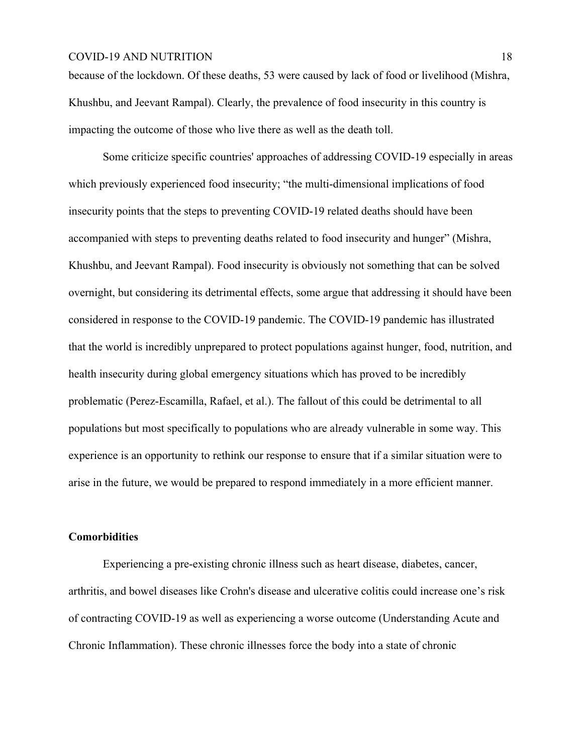because of the lockdown. Of these deaths, 53 were caused by lack of food or livelihood (Mishra, Khushbu, and Jeevant Rampal). Clearly, the prevalence of food insecurity in this country is impacting the outcome of those who live there as well as the death toll.

Some criticize specific countries' approaches of addressing COVID-19 especially in areas which previously experienced food insecurity; "the multi-dimensional implications of food insecurity points that the steps to preventing COVID-19 related deaths should have been accompanied with steps to preventing deaths related to food insecurity and hunger" (Mishra, Khushbu, and Jeevant Rampal). Food insecurity is obviously not something that can be solved overnight, but considering its detrimental effects, some argue that addressing it should have been considered in response to the COVID-19 pandemic. The COVID-19 pandemic has illustrated that the world is incredibly unprepared to protect populations against hunger, food, nutrition, and health insecurity during global emergency situations which has proved to be incredibly problematic (Perez-Escamilla, Rafael, et al.). The fallout of this could be detrimental to all populations but most specifically to populations who are already vulnerable in some way. This experience is an opportunity to rethink our response to ensure that if a similar situation were to arise in the future, we would be prepared to respond immediately in a more efficient manner.

**Comorbidities**

Experiencing a pre-existing chronic illness such as heart disease, diabetes, cancer, arthritis, and bowel diseases like Crohn's disease and ulcerative colitis could increase one's risk of contracting COVID-19 as well as experiencing a worse outcome (Understanding Acute and Chronic Inflammation). These chronic illnesses force the body into a state of chronic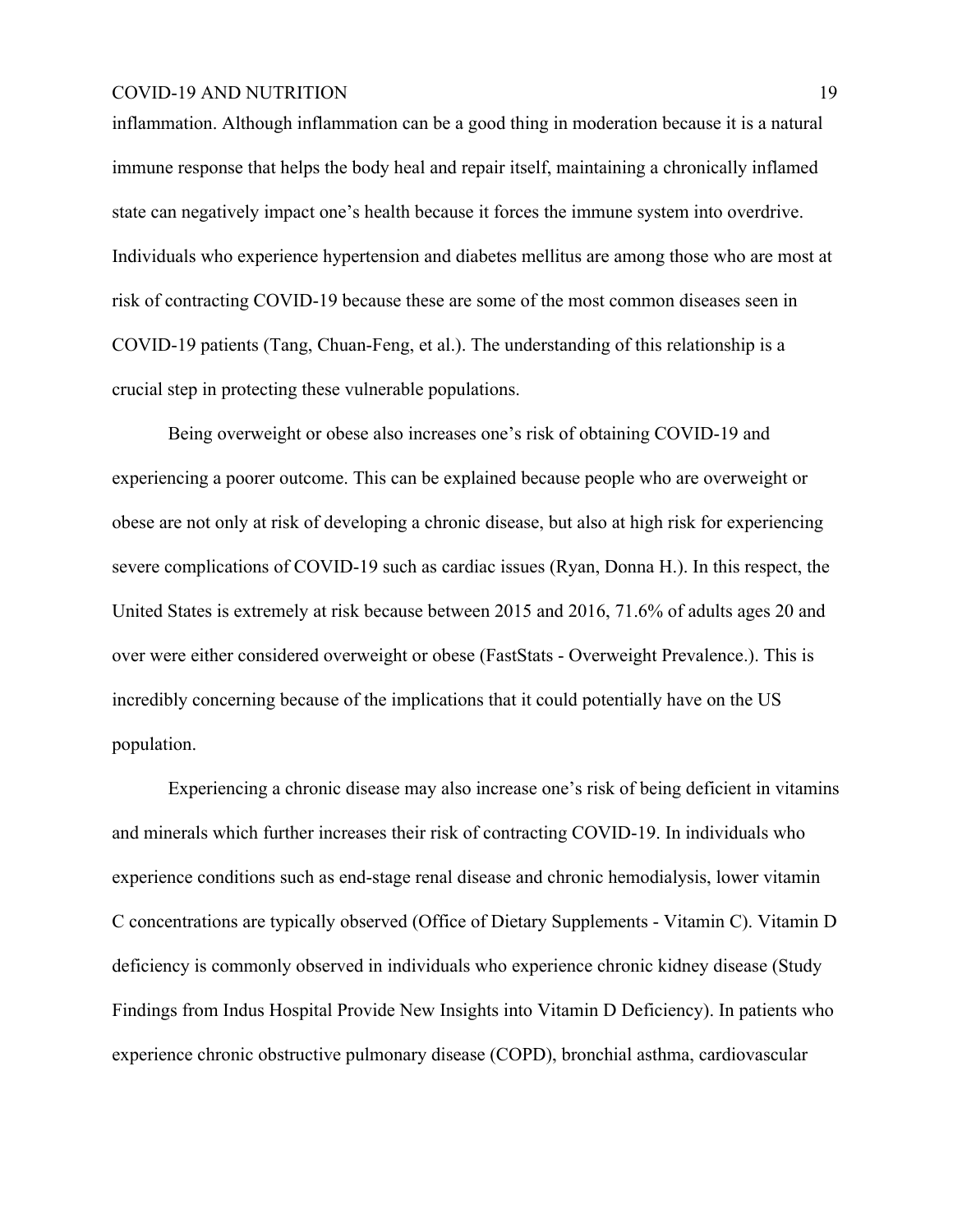inflammation. Although inflammation can be a good thing in moderation because it is a natural immune response that helps the body heal and repair itself, maintaining a chronically inflamed state can negatively impact one's health because it forces the immune system into overdrive. Individuals who experience hypertension and diabetes mellitus are among those who are most at risk of contracting COVID-19 because these are some of the most common diseases seen in COVID-19 patients (Tang, Chuan-Feng, et al.). The understanding of this relationship is a crucial step in protecting these vulnerable populations.

Being overweight or obese also increases one's risk of obtaining COVID-19 and experiencing a poorer outcome. This can be explained because people who are overweight or obese are not only at risk of developing a chronic disease, but also at high risk for experiencing severe complications of COVID-19 such as cardiac issues (Ryan, Donna H.). In this respect, the United States is extremely at risk because between 2015 and 2016, 71.6% of adults ages 20 and over were either considered overweight or obese (FastStats - Overweight Prevalence.). This is incredibly concerning because of the implications that it could potentially have on the US population.

Experiencing a chronic disease may also increase one's risk of being deficient in vitamins and minerals which further increases their risk of contracting COVID-19. In individuals who experience conditions such as end-stage renal disease and chronic hemodialysis, lower vitamin C concentrations are typically observed (Office of Dietary Supplements - Vitamin C). Vitamin D deficiency is commonly observed in individuals who experience chronic kidney disease (Study Findings from Indus Hospital Provide New Insights into Vitamin D Deficiency). In patients who experience chronic obstructive pulmonary disease (COPD), bronchial asthma, cardiovascular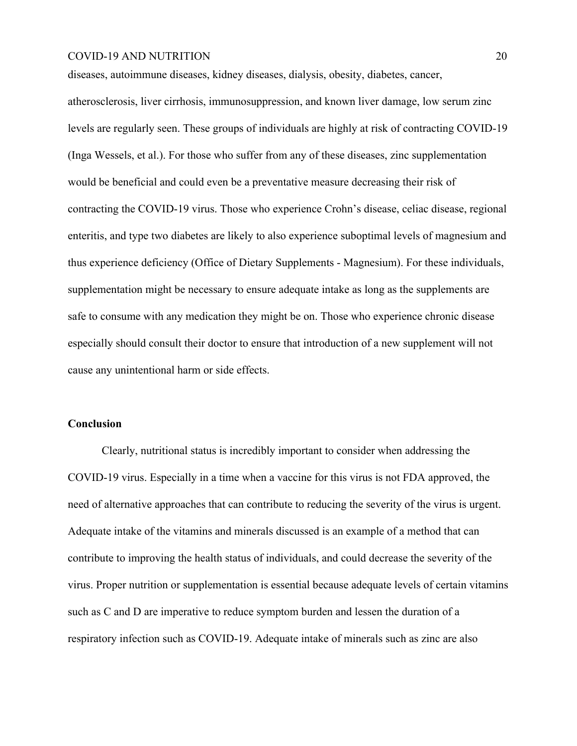diseases, autoimmune diseases, kidney diseases, dialysis, obesity, diabetes, cancer, atherosclerosis, liver cirrhosis, immunosuppression, and known liver damage, low serum zinc levels are regularly seen. These groups of individuals are highly at risk of contracting COVID-19 (Inga Wessels, et al.). For those who suffer from any of these diseases, zinc supplementation would be beneficial and could even be a preventative measure decreasing their risk of contracting the COVID-19 virus. Those who experience Crohn's disease, celiac disease, regional enteritis, and type two diabetes are likely to also experience suboptimal levels of magnesium and thus experience deficiency (Office of Dietary Supplements - Magnesium). For these individuals, supplementation might be necessary to ensure adequate intake as long as the supplements are safe to consume with any medication they might be on. Those who experience chronic disease especially should consult their doctor to ensure that introduction of a new supplement will not cause any unintentional harm or side effects.

**Conclusion**

Clearly, nutritional status is incredibly important to consider when addressing the COVID-19 virus. Especially in a time when a vaccine for this virus is not FDA approved, the need of alternative approaches that can contribute to reducing the severity of the virus is urgent. Adequate intake of the vitamins and minerals discussed is an example of a method that can contribute to improving the health status of individuals, and could decrease the severity of the virus. Proper nutrition or supplementation is essential because adequate levels of certain vitamins such as C and D are imperative to reduce symptom burden and lessen the duration of a respiratory infection such as COVID-19. Adequate intake of minerals such as zinc are also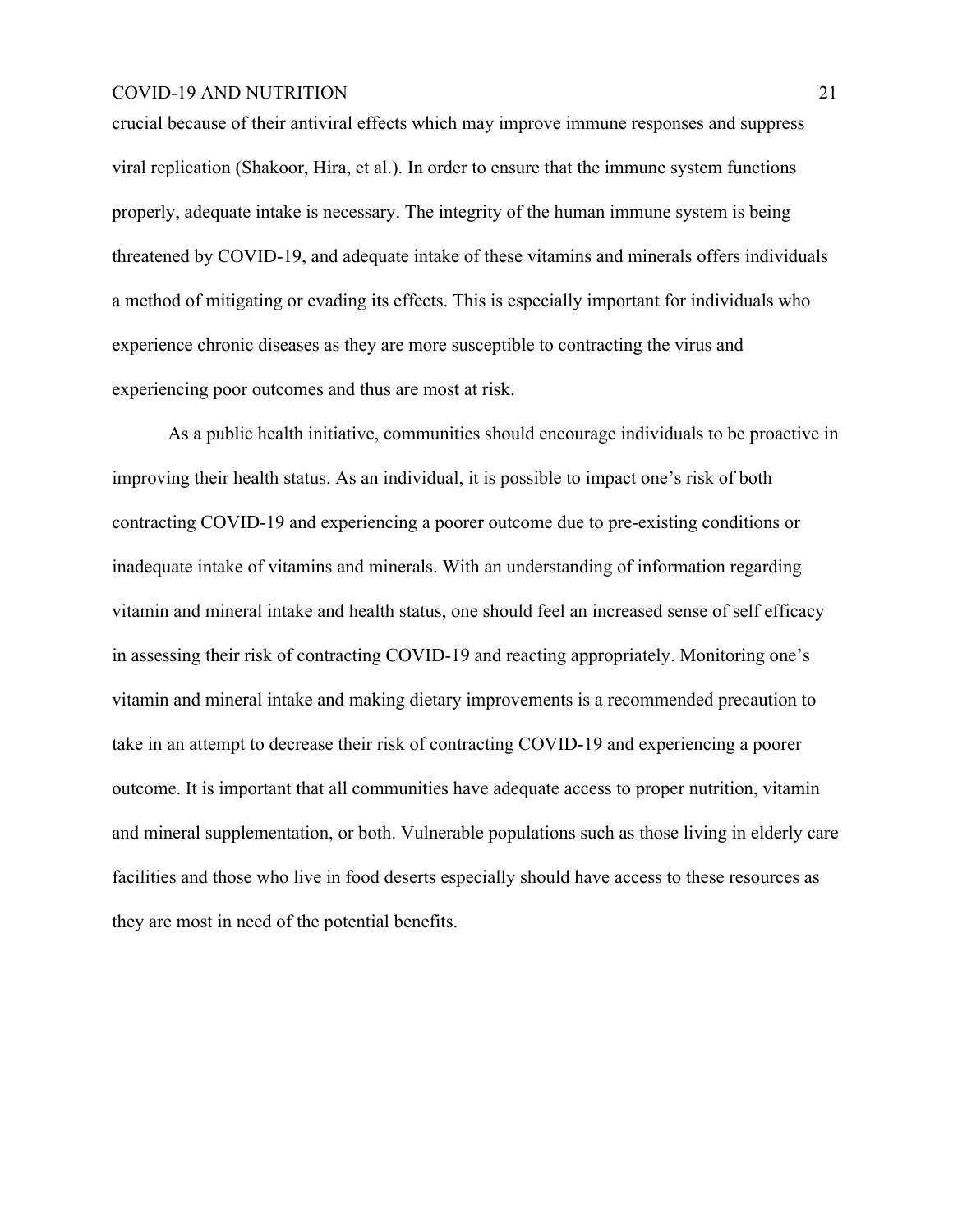crucial because of their antiviral effects which may improve immune responses and suppress viral replication (Shakoor, Hira, et al.). In order to ensure that the immune system functions properly, adequate intake is necessary. The integrity of the human immune system is being threatened by COVID-19, and adequate intake of these vitamins and minerals offers individuals a method of mitigating or evading its effects. This is especially important for individuals who experience chronic diseases as they are more susceptible to contracting the virus and experiencing poor outcomes and thus are most at risk.

As a public health initiative, communities should encourage individuals to be proactive in improving their health status. As an individual, it is possible to impact one's risk of both contracting COVID-19 and experiencing a poorer outcome due to pre-existing conditions or inadequate intake of vitamins and minerals. With an understanding of information regarding vitamin and mineral intake and health status, one should feel an increased sense of self efficacy in assessing their risk of contracting COVID-19 and reacting appropriately. Monitoring one's vitamin and mineral intake and making dietary improvements is a recommended precaution to take in an attempt to decrease their risk of contracting COVID-19 and experiencing a poorer outcome. It is important that all communities have adequate access to proper nutrition, vitamin and mineral supplementation, or both. Vulnerable populations such as those living in elderly care facilities and those who live in food deserts especially should have access to these resources as they are most in need of the potential benefits.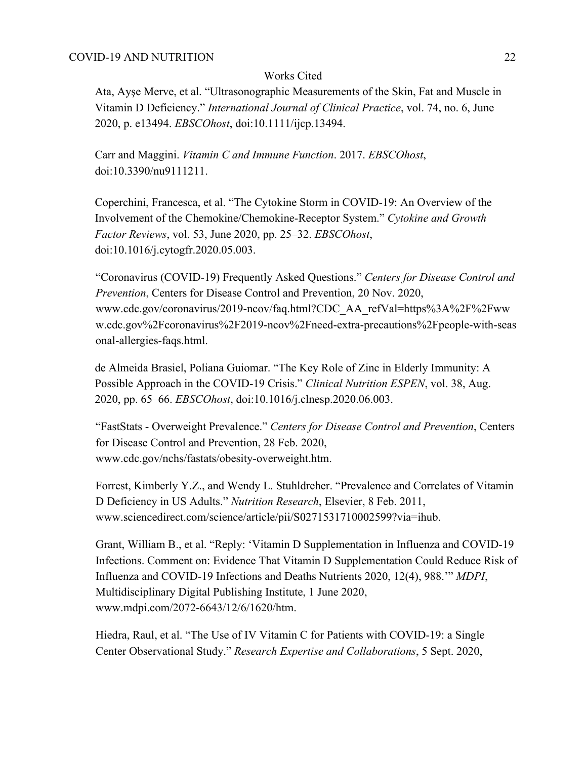# Works Cited

Ata, Ayşe Merve, et al. "Ultrasonographic Measurements of the Skin, Fat and Muscle in Vitamin D Deficiency." *International Journal of Clinical Practice*, vol. 74, no. 6, June 2020, p. e13494. *EBSCOhost*, doi:10.1111/ijcp.13494.

Carr and Maggini. *Vitamin C and Immune Function*. 2017. *EBSCOhost*, doi:10.3390/nu9111211.

Coperchini, Francesca, et al. "The Cytokine Storm in COVID-19: An Overview of the Involvement of the Chemokine/Chemokine-Receptor System." *Cytokine and Growth Factor Reviews*, vol. 53, June 2020, pp. 25–32. *EBSCOhost*, doi:10.1016/j.cytogfr.2020.05.003.

"Coronavirus (COVID-19) Frequently Asked Questions." *Centers for Disease Control and Prevention*, Centers for Disease Control and Prevention, 20 Nov. 2020, www.cdc.gov/coronavirus/2019-ncov/faq.html?CDC_AA_refVal=https%3A%2F%2Fwww.cdc.gov%2Fcoronavirus%2F2019-ncov%2Fneed-extra-precautions%2Fpeople-with-seasonal-allergies-faqs.html.

de Almeida Brasiel, Poliana Guiomar. "The Key Role of Zinc in Elderly Immunity: A Possible Approach in the COVID-19 Crisis." *Clinical Nutrition ESPEN*, vol. 38, Aug. 2020, pp. 65–66. *EBSCOhost*, doi:10.1016/j.clnesp.2020.06.003.

"FastStats - Overweight Prevalence." *Centers for Disease Control and Prevention*, Centers for Disease Control and Prevention, 28 Feb. 2020, www.cdc.gov/nchs/fastats/obesity-overweight.htm.

Forrest, Kimberly Y.Z., and Wendy L. Stuhldreher. "Prevalence and Correlates of Vitamin D Deficiency in US Adults." *Nutrition Research*, Elsevier, 8 Feb. 2011, www.sciencedirect.com/science/article/pii/S0271531710002599?via=ihub.

Grant, William B., et al. "Reply: 'Vitamin D Supplementation in Influenza and COVID-19 Infections. Comment on: Evidence That Vitamin D Supplementation Could Reduce Risk of Influenza and COVID-19 Infections and Deaths Nutrients 2020, 12(4), 988.'" *MDPI*, Multidisciplinary Digital Publishing Institute, 1 June 2020, www.mdpi.com/2072-6643/12/6/1620/htm.

Hiedra, Raul, et al. "The Use of IV Vitamin C for Patients with COVID-19: a Single Center Observational Study." *Research Expertise and Collaborations*, 5 Sept. 2020,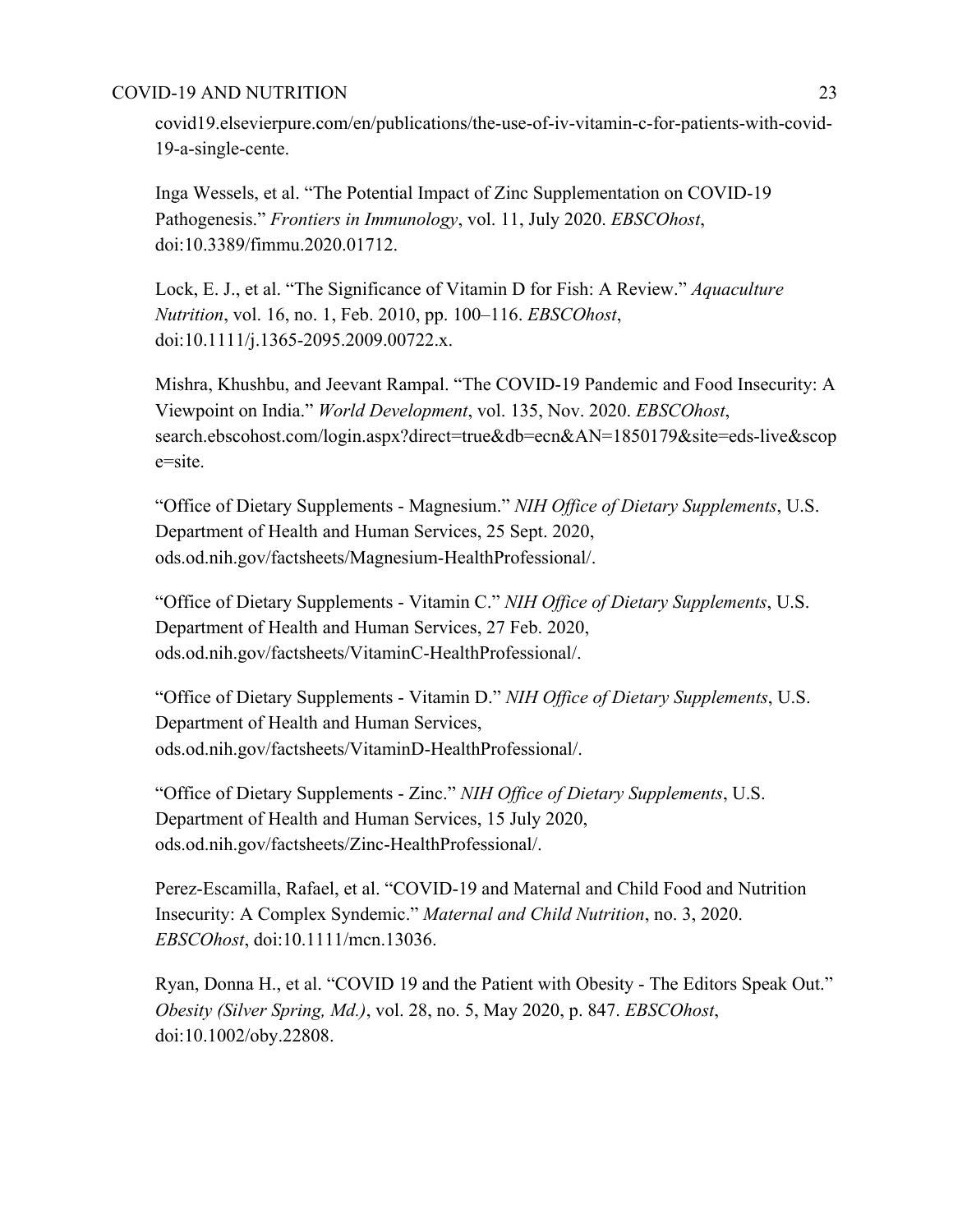covid19.elsevierpure.com/en/publications/the-use-of-iv-vitamin-c-for-patients-with-covid-19-a-single-cente.

Inga Wessels, et al. "The Potential Impact of Zinc Supplementation on COVID-19 Pathogenesis." *Frontiers in Immunology*, vol. 11, July 2020. *EBSCOhost*, doi:10.3389/fimmu.2020.01712.

Lock, E. J., et al. "The Significance of Vitamin D for Fish: A Review." *Aquaculture Nutrition*, vol. 16, no. 1, Feb. 2010, pp. 100–116. *EBSCOhost*, doi:10.1111/j.1365-2095.2009.00722.x.

Mishra, Khushbu, and Jeevant Rampal. "The COVID-19 Pandemic and Food Insecurity: A Viewpoint on India." *World Development*, vol. 135, Nov. 2020. *EBSCOhost*, search.ebscohost.com/login.aspx?direct=true&db=ecn&AN=1850179&site=eds-live&scope=site.

"Office of Dietary Supplements - Magnesium." *NIH Office of Dietary Supplements*, U.S. Department of Health and Human Services, 25 Sept. 2020, ods.od.nih.gov/factsheets/Magnesium-HealthProfessional/.

"Office of Dietary Supplements - Vitamin C." *NIH Office of Dietary Supplements*, U.S. Department of Health and Human Services, 27 Feb. 2020, ods.od.nih.gov/factsheets/VitaminC-HealthProfessional/.

"Office of Dietary Supplements - Vitamin D." *NIH Office of Dietary Supplements*, U.S. Department of Health and Human Services, ods.od.nih.gov/factsheets/VitaminD-HealthProfessional/.

"Office of Dietary Supplements - Zinc." *NIH Office of Dietary Supplements*, U.S. Department of Health and Human Services, 15 July 2020, ods.od.nih.gov/factsheets/Zinc-HealthProfessional/.

Perez-Escamilla, Rafael, et al. "COVID-19 and Maternal and Child Food and Nutrition Insecurity: A Complex Syndemic." *Maternal and Child Nutrition*, no. 3, 2020. *EBSCOhost*, doi:10.1111/mcn.13036.

Ryan, Donna H., et al. "COVID 19 and the Patient with Obesity - The Editors Speak Out." *Obesity (Silver Spring, Md.)*, vol. 28, no. 5, May 2020, p. 847. *EBSCOhost*, doi:10.1002/oby.22808.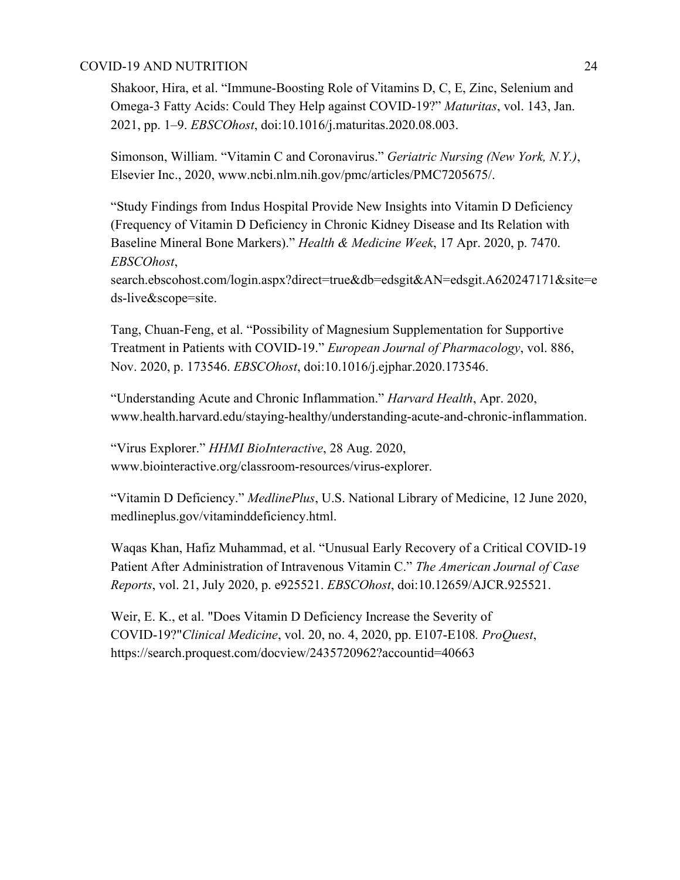Shakoor, Hira, et al. "Immune-Boosting Role of Vitamins D, C, E, Zinc, Selenium and Omega-3 Fatty Acids: Could They Help against COVID-19?" *Maturitas*, vol. 143, Jan. 2021, pp. 1–9. *EBSCOhost*, doi:10.1016/j.maturitas.2020.08.003.

Simonson, William. "Vitamin C and Coronavirus." *Geriatric Nursing (New York, N.Y.)*, Elsevier Inc., 2020, www.ncbi.nlm.nih.gov/pmc/articles/PMC7205675/.

"Study Findings from Indus Hospital Provide New Insights into Vitamin D Deficiency (Frequency of Vitamin D Deficiency in Chronic Kidney Disease and Its Relation with Baseline Mineral Bone Markers)." *Health & Medicine Week*, 17 Apr. 2020, p. 7470. *EBSCOhost*, search.ebscohost.com/login.aspx?direct=true&db=edsgit&AN=edsgit.A620247171&site=eds-live&scope=site.

Tang, Chuan-Feng, et al. "Possibility of Magnesium Supplementation for Supportive Treatment in Patients with COVID-19." *European Journal of Pharmacology*, vol. 886, Nov. 2020, p. 173546. *EBSCOhost*, doi:10.1016/j.ejphar.2020.173546.

"Understanding Acute and Chronic Inflammation." *Harvard Health*, Apr. 2020, www.health.harvard.edu/staying-healthy/understanding-acute-and-chronic-inflammation.

"Virus Explorer." *HHMI BioInteractive*, 28 Aug. 2020, www.biointeractive.org/classroom-resources/virus-explorer.

"Vitamin D Deficiency." *MedlinePlus*, U.S. National Library of Medicine, 12 June 2020, medlineplus.gov/vitaminddeficiency.html.

Waqas Khan, Hafiz Muhammad, et al. "Unusual Early Recovery of a Critical COVID-19 Patient After Administration of Intravenous Vitamin C." *The American Journal of Case Reports*, vol. 21, July 2020, p. e925521. *EBSCOhost*, doi:10.12659/AJCR.925521.

Weir, E. K., et al. "Does Vitamin D Deficiency Increase the Severity of COVID-19?"*Clinical Medicine*, vol. 20, no. 4, 2020, pp. E107-E108. *ProQuest*, https://search.proquest.com/docview/2435720962?accountid=40663